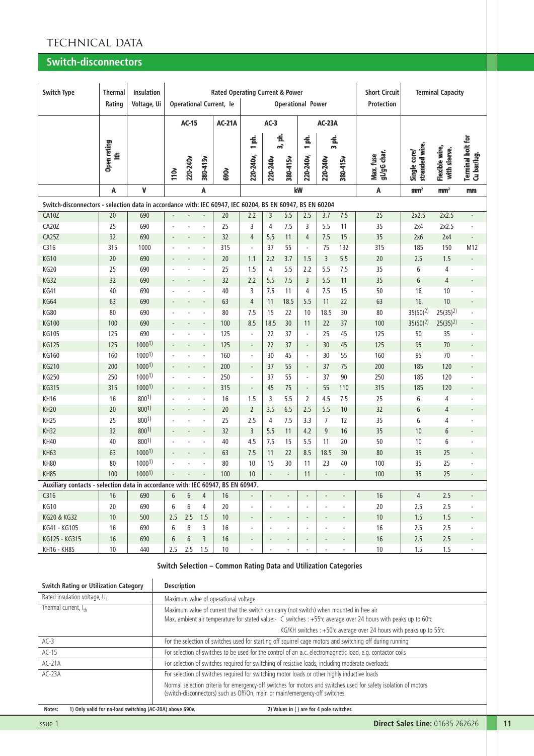# TECHNICAL DATA

## Switch-disconnectors

| Switch Type | Thermal Rating | Insulation Voltage, Ui | Rated Operating Current & Power | | | | | | | | | | Short Circuit Protection | Terminal Capacity | | |
|---|---|---|---|---|---|---|---|---|---|---|---|---|---|---|---|---|
| | | | Operational Current, Ie | | | | Operational Power | | | | | | | | | |
| | | | AC-15 | | | AC-21A | AC-3 | | | AC-23A | | | | | | |
| | | | | | | | 1 ph. | 3, ph. | | 1 ph. | 3 ph. | | | | | |
| | Open rating Ith | | 110v | 220-240v | 380-415v | 690v | 220-240v, | 220-240v | 380-415v | 220-240v, | 220-240v | 380-415v | Max. fuse gL/gG char. | Single core/ stranded wire. | Flexible wire, with sleeve. | Terminal bolt for Cu bar/lug. |
| | A | V | | A | | | | | kW | | | | A | mm² | mm² | mm |
| **Switch-disconnectors - selection data in accordance with: IEC 60947, IEC 60204, BS EN 60947, BS EN 60204** | | | | | | | | | | | | | | | | |
| CA10Z | 20 | 690 | - | - | - | 20 | 2.2 | 3 | 5.5 | 2.5 | 3.7 | 7.5 | 25 | 2x2.5 | 2x2.5 | - |
| CA20Z | 25 | 690 | - | - | - | 25 | 3 | 4 | 7.5 | 3 | 5.5 | 11 | 35 | 2x4 | 2x2.5 | - |
| CA25Z | 32 | 690 | - | - | - | 32 | 4 | 5.5 | 11 | 4 | 7.5 | 15 | 35 | 2x6 | 2x4 | - |
| C316 | 315 | 1000 | - | - | - | 315 | - | 37 | 55 | - | 75 | 132 | 315 | 185 | 150 | M12 |
| KG10 | 20 | 690 | - | - | - | 20 | 1.1 | 2.2 | 3.7 | 1.5 | 3 | 5.5 | 20 | 2.5 | 1.5 | - |
| KG20 | 25 | 690 | - | - | - | 25 | 1.5 | 4 | 5.5 | 2.2 | 5.5 | 7.5 | 35 | 6 | 4 | - |
| KG32 | 32 | 690 | - | - | - | 32 | 2.2 | 5.5 | 7.5 | 3 | 5.5 | 11 | 35 | 6 | 4 | - |
| KG41 | 40 | 690 | - | - | - | 40 | 3 | 7.5 | 11 | 4 | 7.5 | 15 | 50 | 16 | 10 | - |
| KG64 | 63 | 690 | - | - | - | 63 | 4 | 11 | 18.5 | 5.5 | 11 | 22 | 63 | 16 | 10 | - |
| KG80 | 80 | 690 | - | - | - | 80 | 7.5 | 15 | 22 | 10 | 18.5 | 30 | 80 | 35(50)[2] | 25(35)[2] | - |
| KG100 | 100 | 690 | - | - | - | 100 | 8.5 | 18.5 | 30 | 11 | 22 | 37 | 100 | 35(50)[2] | 25(35)[2] | - |
| KG105 | 125 | 690 | - | - | - | 125 | - | 22 | 37 | - | 25 | 45 | 125 | 50 | 35 | - |
| KG125 | 125 | 1000[1] | - | - | - | 125 | - | 22 | 37 | - | 30 | 45 | 125 | 95 | 70 | - |
| KG160 | 160 | 1000[1] | - | - | - | 160 | - | 30 | 45 | - | 30 | 55 | 160 | 95 | 70 | - |
| KG210 | 200 | 1000[1] | - | - | - | 200 | - | 37 | 55 | - | 37 | 75 | 200 | 185 | 120 | - |
| KG250 | 250 | 1000[1] | - | - | - | 250 | - | 37 | 55 | - | 37 | 90 | 250 | 185 | 120 | - |
| KG315 | 315 | 1000[1] | - | - | - | 315 | - | 45 | 75 | - | 55 | 110 | 315 | 185 | 120 | - |
| KH16 | 16 | 800[1] | - | - | - | 16 | 1.5 | 3 | 5.5 | 2 | 4.5 | 7.5 | 25 | 6 | 4 | - |
| KH20 | 20 | 800[1] | - | - | - | 20 | 2 | 3.5 | 6.5 | 2.5 | 5.5 | 10 | 32 | 6 | 4 | - |
| KH25 | 25 | 800[1] | - | - | - | 25 | 2.5 | 4 | 7.5 | 3.3 | 7 | 12 | 35 | 6 | 4 | - |
| KH32 | 32 | 800[1] | - | - | - | 32 | 3 | 5.5 | 11 | 4.2 | 9 | 16 | 35 | 10 | 6 | - |
| KH40 | 40 | 800[1] | - | - | - | 40 | 4.5 | 7.5 | 15 | 5.5 | 11 | 20 | 50 | 10 | 6 | - |
| KH63 | 63 | 1000[1] | - | - | - | 63 | 7.5 | 11 | 22 | 8.5 | 18.5 | 30 | 80 | 35 | 25 | - |
| KH80 | 80 | 1000[1] | - | - | - | 80 | 10 | 15 | 30 | 11 | 23 | 40 | 100 | 35 | 25 | - |
| KH85 | 100 | 1000[1] | - | - | - | 100 | 10 | - | - | 11 | - | - | 100 | 35 | 25 | - |
| **Auxiliary contacts - selection data in accordance with: IEC 60947, BS EN 60947.** | | | | | | | | | | | | | | | | |
| C316 | 16 | 690 | 6 | 6 | 4 | 16 | - | - | - | - | - | - | 16 | 4 | 2.5 | - |
| KG10 | 20 | 690 | 6 | 6 | 4 | 20 | - | - | - | - | - | - | 20 | 2.5 | 2.5 | - |
| KG20 & KG32 | 10 | 500 | 2.5 | 2.5 | 1.5 | 10 | - | - | - | - | - | - | 10 | 1.5 | 1.5 | - |
| KG41 - KG105 | 16 | 690 | 6 | 6 | 3 | 16 | - | - | - | - | - | - | 16 | 2.5 | 2.5 | - |
| KG125 - KG315 | 16 | 690 | 6 | 6 | 3 | 16 | - | - | - | - | - | - | 16 | 2.5 | 2.5 | - |
| KH16 - KH85 | 10 | 440 | 2.5 | 2.5 | 1.5 | 10 | - | - | - | - | - | - | 10 | 1.5 | 1.5 | - |

### Switch Selection – Common Rating Data and Utilization Categories

| Switch Rating or Utilization Category | Description |
|---|---|
| Rated insulation voltage, $U_i$ | Maximum value of operational voltage |
| Thermal current, $I_{th}$ | Maximum value of current that the switch can carry (not switch) when mounted in free air<br>Max. ambient air temperature for stated value:- C switches : +55°c average over 24 hours with peaks up to 60°c<br>KG/KH switches : +50°c average over 24 hours with peaks up to 55°c |
| AC-3 | For the selection of switches used for starting off squirrel cage motors and switching off during running |
| AC-15 | For selection of switches to be used for the control of an a.c. electromagnetic load, e.g. contactor coils |
| AC-21A | For selection of switches required for switching of resistive loads, including moderate overloads |
| AC-23A | For selection of switches required for switching motor loads or other highly inductive loads<br>Normal selection criteria for emergency-off switches for motors and switches used for safety isolation of motors (switch-disconnectors) such as Off/On, main or main/emergency-off switches. |

Notes: 1) Only valid for no-load switching (AC-20A) above 690v. 2) Values in ( ) are for 4 pole switches.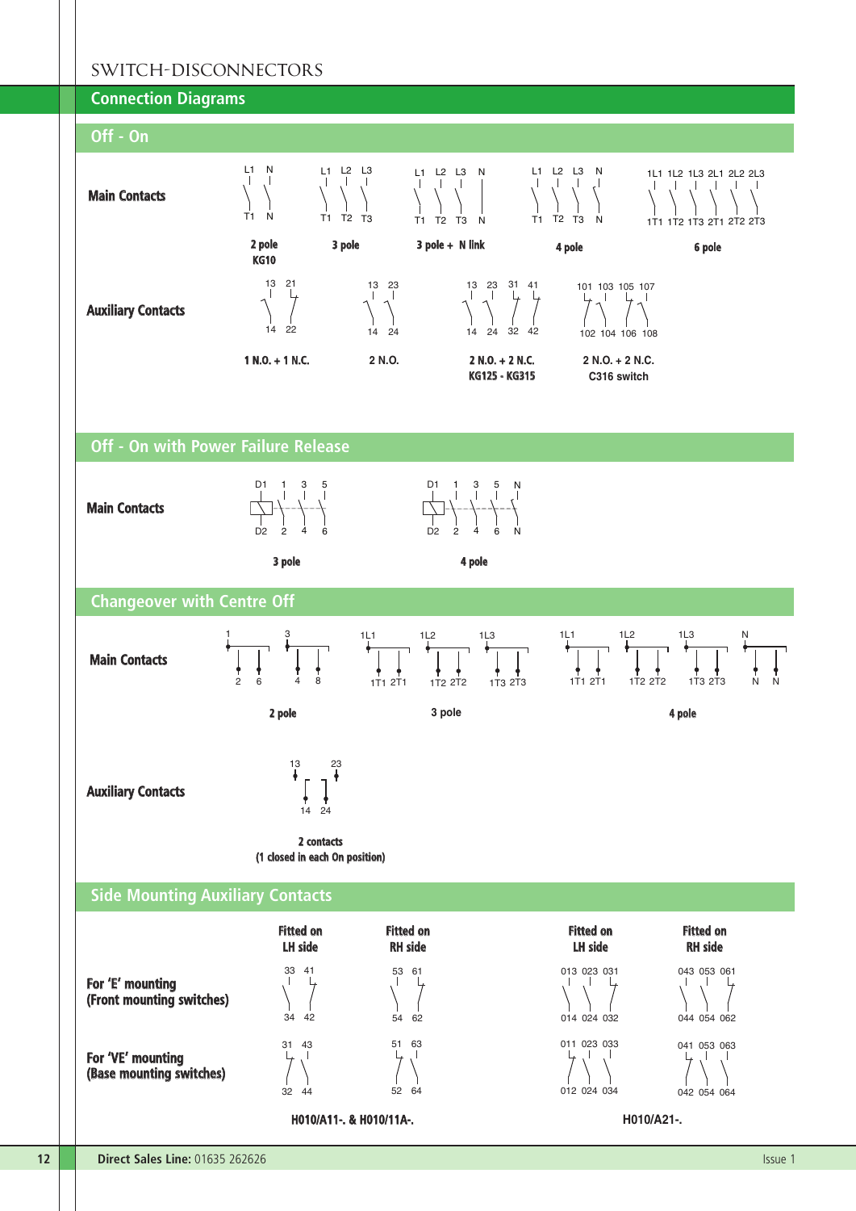# SWITCH-DISCONNECTORS

## Connection Diagrams

### Off - On

**Main Contacts**

| Diagram | Terminals (top) | Terminals (bottom) |
|---|---|---|
| **2 pole KG10** | L1 N | T1 N |
| **3 pole** | L1 L2 L3 | T1 T2 T3 |
| **3 pole + N link** | L1 L2 L3 N | T1 T2 T3 N |
| **4 pole** | L1 L2 L3 N | T1 T2 T3 N |
| **6 pole** | 1L1 1L2 1L3 2L1 2L2 2L3 | 1T1 1T2 1T3 2T1 2T2 2T3 |

**Auxiliary Contacts**

| Diagram | Terminals (top) | Terminals (bottom) |
|---|---|---|
| **1 N.O. + 1 N.C.** | 13 21 | 14 22 |
| **2 N.O.** | 13 23 | 14 24 |
| **2 N.O. + 2 N.C. KG125 - KG315** | 13 23 31 41 | 14 24 32 42 |
| 2 N.O. + 2 N.C. C316 switch | 101 103 105 107 | 102 104 106 108 |

### Off - On with Power Failure Release

**Main Contacts**

| Diagram | Terminals (top) | Terminals (bottom) |
|---|---|---|
| **3 pole** | D1 1 3 5 | D2 2 4 6 |
| **4 pole** | D1 1 3 5 N | D2 2 4 6 N |

### Changeover with Centre Off

**Main Contacts**

| Diagram | Terminals (top) | Terminals (bottom) |
|---|---|---|
| **2 pole** | 1 3 | 2 6 4 8 |
| 3 pole | 1L1 1L2 1L3 | 1T1 2T1 1T2 2T2 1T3 2T3 |
| **4 pole** | 1L1 1L2 1L3 N | 1T1 2T1 1T2 2T2 1T3 2T3 N N |

**Auxiliary Contacts**

| Diagram | Terminals (top) | Terminals (bottom) |
|---|---|---|
| **2 contacts (1 closed in each On position)** | 13 23 | 14 24 |

### Side Mounting Auxiliary Contacts

| | **H010/A11-. & H010/11A-.** Fitted on LH side | **H010/A11-. & H010/11A-.** Fitted on RH side | **H010/A21-.** Fitted on LH side | **H010/A21-.** Fitted on RH side |
|---|---|---|---|---|
| **For 'E' mounting (Front mounting switches)** | 33 41 / 34 42 | 53 61 / 54 62 | 013 023 031 / 014 024 032 | 043 053 061 / 044 054 062 |
| **For 'VE' mounting (Base mounting switches)** | 31 43 / 32 44 | 51 63 / 52 64 | 011 023 033 / 012 024 034 | 041 053 063 / 042 054 064 |

**Direct Sales Line:** 01635 262626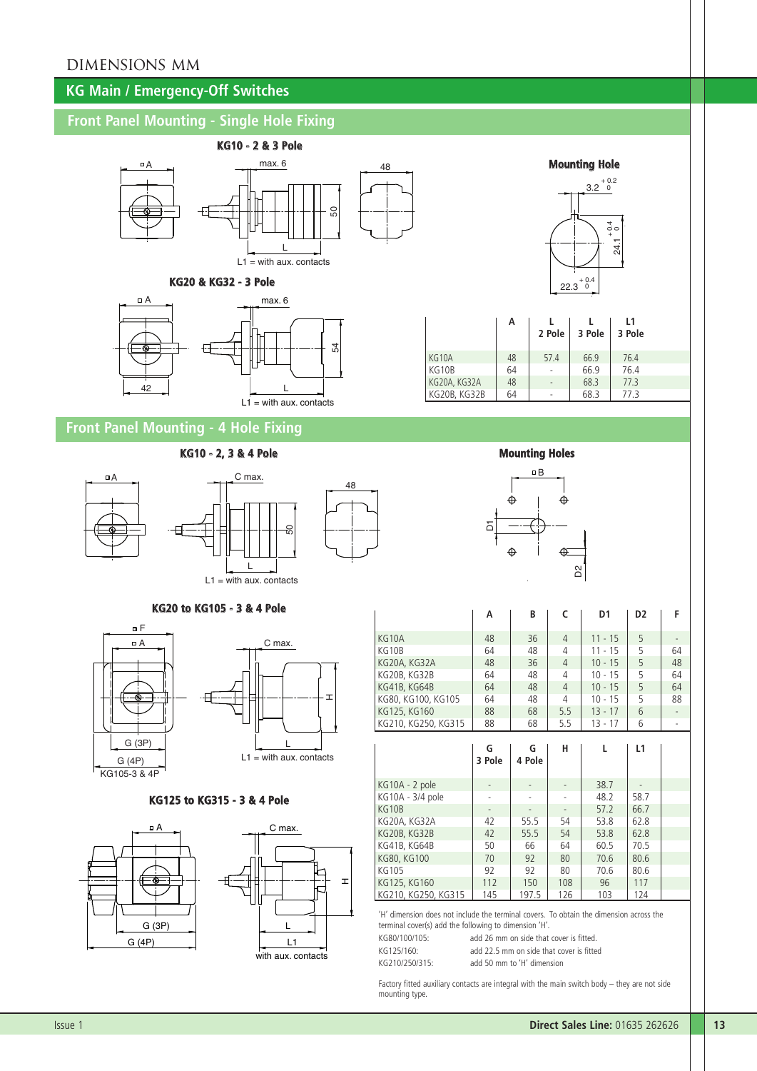# DIMENSIONS MM

## KG Main / Emergency-Off Switches

### Front Panel Mounting - Single Hole Fixing

**KG10 - 2 & 3 Pole**

L1 = with aux. contacts

**KG20 & KG32 - 3 Pole**

L1 = with aux. contacts

**Mounting Hole**

| | A | L 2 Pole | L 3 Pole | L1 3 Pole |
|---|---|---|---|---|
| KG10A | 48 | 57.4 | 66.9 | 76.4 |
| KG10B | 64 | - | 66.9 | 76.4 |
| KG20A, KG32A | 48 | - | 68.3 | 77.3 |
| KG20B, KG32B | 64 | - | 68.3 | 77.3 |

### Front Panel Mounting - 4 Hole Fixing

**KG10 - 2, 3 & 4 Pole**

L1 = with aux. contacts

**Mounting Holes**

**KG20 to KG105 - 3 & 4 Pole**

L1 = with aux. contacts

**KG125 to KG315 - 3 & 4 Pole**

L1 with aux. contacts

| | A | B | C | D1 | D2 | F |
|---|---|---|---|---|---|---|
| KG10A | 48 | 36 | 4 | 11 - 15 | 5 | - |
| KG10B | 64 | 48 | 4 | 11 - 15 | 5 | 64 |
| KG20A, KG32A | 48 | 36 | 4 | 10 - 15 | 5 | 48 |
| KG20B, KG32B | 64 | 48 | 4 | 10 - 15 | 5 | 64 |
| KG41B, KG64B | 64 | 48 | 4 | 10 - 15 | 5 | 64 |
| KG80, KG100, KG105 | 64 | 48 | 4 | 10 - 15 | 5 | 88 |
| KG125, KG160 | 88 | 68 | 5.5 | 13 - 17 | 6 | - |
| KG210, KG250, KG315 | 88 | 68 | 5.5 | 13 - 17 | 6 | - |

| | G 3 Pole | G 4 Pole | H | L | L1 |
|---|---|---|---|---|---|
| KG10A - 2 pole | - | - | - | 38.7 | - |
| KG10A - 3/4 pole | - | - | - | 48.2 | 58.7 |
| KG10B | - | - | - | 57.2 | 66.7 |
| KG20A, KG32A | 42 | 55.5 | 54 | 53.8 | 62.8 |
| KG20B, KG32B | 42 | 55.5 | 54 | 53.8 | 62.8 |
| KG41B, KG64B | 50 | 66 | 64 | 60.5 | 70.5 |
| KG80, KG100 | 70 | 92 | 80 | 70.6 | 80.6 |
| KG105 | 92 | 92 | 80 | 70.6 | 80.6 |
| KG125, KG160 | 112 | 150 | 108 | 96 | 117 |
| KG210, KG250, KG315 | 145 | 197.5 | 126 | 103 | 124 |

'H' dimension does not include the terminal covers. To obtain the dimension across the terminal cover(s) add the following to dimension 'H'.

| | |
|---|---|
| KG80/100/105: | add 26 mm on side that cover is fitted. |
| KG125/160: | add 22.5 mm on side that cover is fitted |
| KG210/250/315: | add 50 mm to 'H' dimension |

Factory fitted auxiliary contacts are integral with the main switch body – they are not side mounting type.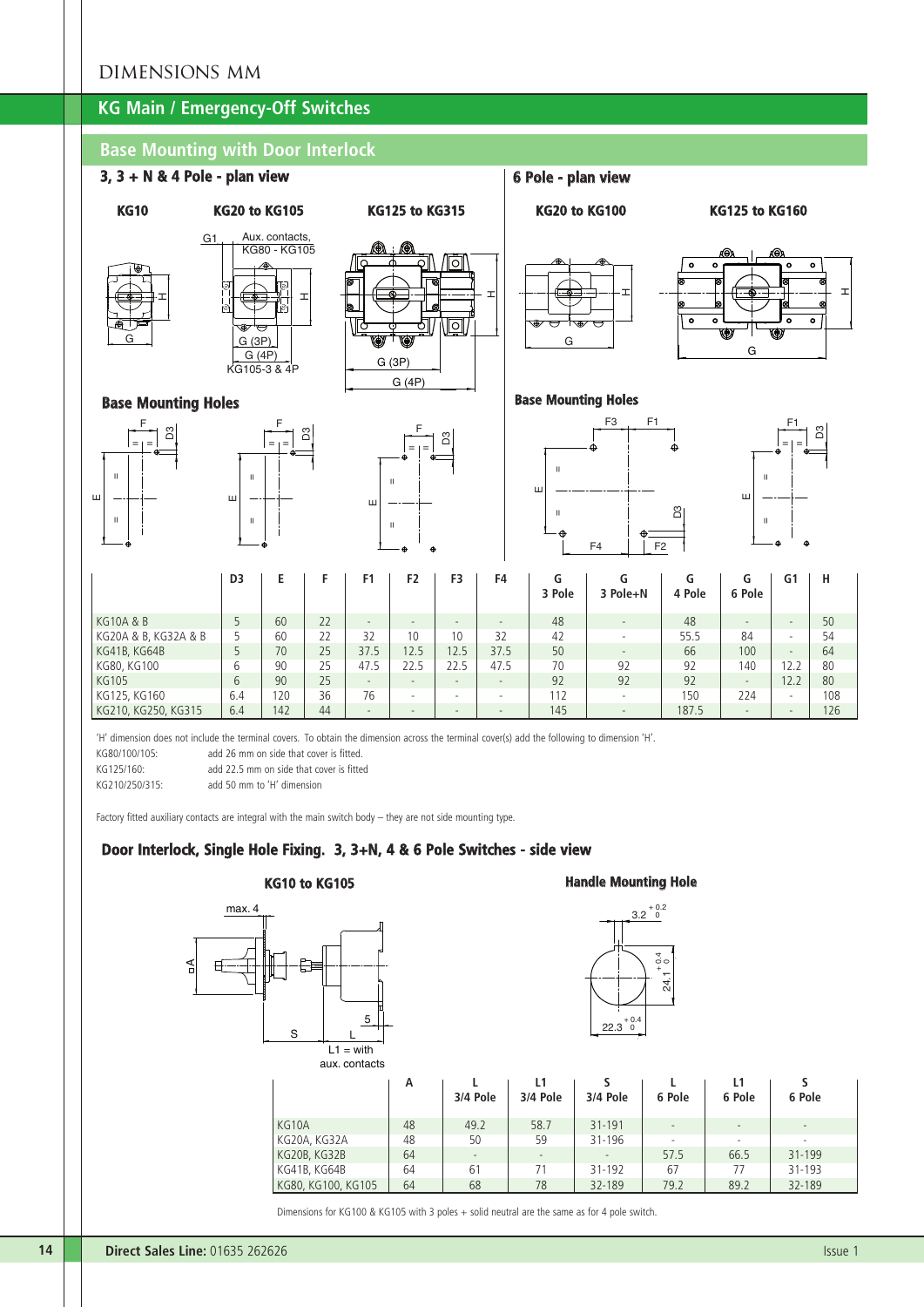# DIMENSIONS MM

## KG Main / Emergency-Off Switches

### Base Mounting with Door Interlock

**3, 3 + N & 4 Pole - plan view**

**KG10** **KG20 to KG105** **KG125 to KG315**

**6 Pole - plan view**

**KG20 to KG100** **KG125 to KG160**

**Base Mounting Holes**

| | D3 | E | F | F1 | F2 | F3 | F4 | G 3 Pole | G 3 Pole+N | G 4 Pole | G 6 Pole | G1 | H |
|---|---|---|---|---|---|---|---|---|---|---|---|---|---|
| KG10A & B | 5 | 60 | 22 | - | - | - | - | 48 | - | 48 | - | - | 50 |
| KG20A & B, KG32A & B | 5 | 60 | 22 | 32 | 10 | 10 | 32 | 42 | - | 55.5 | 84 | - | 54 |
| KG41B, KG64B | 5 | 70 | 25 | 37.5 | 12.5 | 12.5 | 37.5 | 50 | - | 66 | 100 | - | 64 |
| KG80, KG100 | 6 | 90 | 25 | 47.5 | 22.5 | 22.5 | 47.5 | 70 | 92 | 92 | 140 | 12.2 | 80 |
| KG105 | 6 | 90 | 25 | - | - | - | - | 92 | 92 | 92 | - | 12.2 | 80 |
| KG125, KG160 | 6.4 | 120 | 36 | 76 | - | - | - | 112 | - | 150 | 224 | - | 108 |
| KG210, KG250, KG315 | 6.4 | 142 | 44 | - | - | - | - | 145 | - | 187.5 | - | - | 126 |

'H' dimension does not include the terminal covers. To obtain the dimension across the terminal cover(s) add the following to dimension 'H'.

KG80/100/105: add 26 mm on side that cover is fitted.
KG125/160: add 22.5 mm on side that cover is fitted
KG210/250/315: add 50 mm to 'H' dimension

Factory fitted auxiliary contacts are integral with the main switch body – they are not side mounting type.

### Door Interlock, Single Hole Fixing. 3, 3+N, 4 & 6 Pole Switches - side view

**KG10 to KG105** **Handle Mounting Hole**

| | A | L 3/4 Pole | L1 3/4 Pole | S 3/4 Pole | L 6 Pole | L1 6 Pole | S 6 Pole |
|---|---|---|---|---|---|---|---|
| KG10A | 48 | 49.2 | 58.7 | 31-191 | - | - | - |
| KG20A, KG32A | 48 | 50 | 59 | 31-196 | - | - | - |
| KG20B, KG32B | 64 | - | - | - | 57.5 | 66.5 | 31-199 |
| KG41B, KG64B | 64 | 61 | 71 | 31-192 | 67 | 77 | 31-193 |
| KG80, KG100, KG105 | 64 | 68 | 78 | 32-189 | 79.2 | 89.2 | 32-189 |

L1 = with aux. contacts

Dimensions for KG100 & KG105 with 3 poles + solid neutral are the same as for 4 pole switch.

**Direct Sales Line:** 01635 262626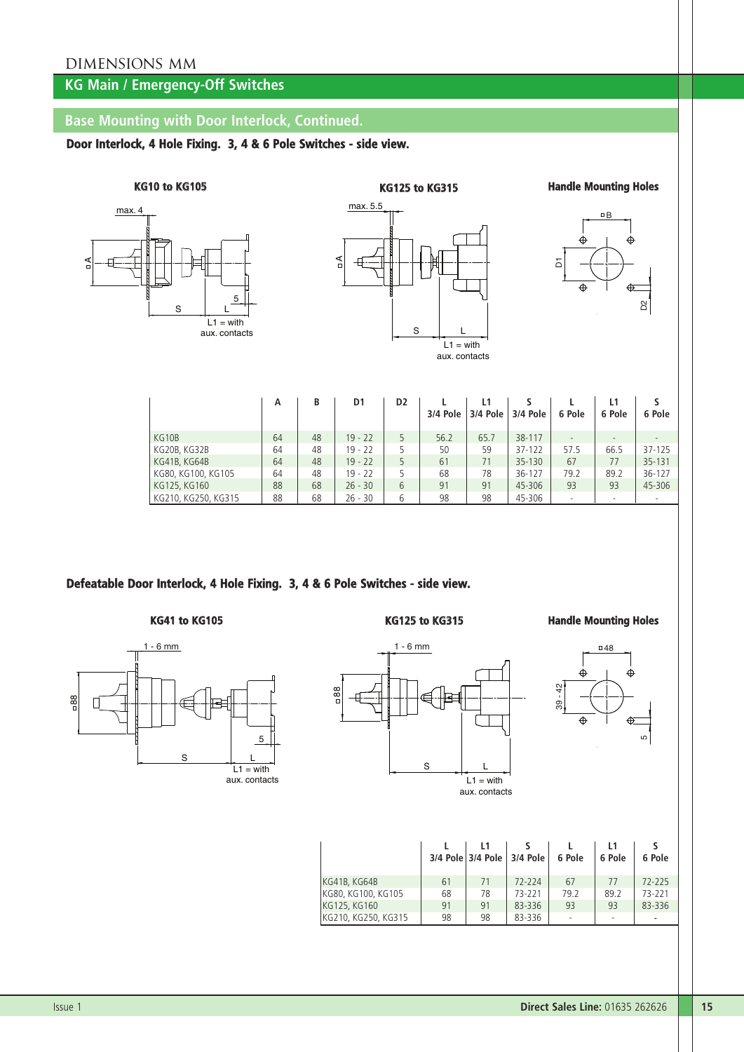# DIMENSIONS MM

## KG Main / Emergency-Off Switches

### Base Mounting with Door Interlock, Continued.

**Door Interlock, 4 Hole Fixing. 3, 4 & 6 Pole Switches - side view.**

**KG10 to KG105**

max. 4

□A

S

L

5

L1 = with aux. contacts

**KG125 to KG315**

max. 5.5

□A

S

L

L1 = with aux. contacts

**Handle Mounting Holes**

□B

D1

D2

| | A | B | D1 | D2 | L 3/4 Pole | L1 3/4 Pole | S 3/4 Pole | L 6 Pole | L1 6 Pole | S 6 Pole |
|---|---|---|---|---|---|---|---|---|---|---|
| KG10B | 64 | 48 | 19 - 22 | 5 | 56.2 | 65.7 | 38-117 | - | - | - |
| KG20B, KG32B | 64 | 48 | 19 - 22 | 5 | 50 | 59 | 37-122 | 57.5 | 66.5 | 37-125 |
| KG41B, KG64B | 64 | 48 | 19 - 22 | 5 | 61 | 71 | 35-130 | 67 | 77 | 35-131 |
| KG80, KG100, KG105 | 64 | 48 | 19 - 22 | 5 | 68 | 78 | 36-127 | 79.2 | 89.2 | 36-127 |
| KG125, KG160 | 88 | 68 | 26 - 30 | 6 | 91 | 91 | 45-306 | 93 | 93 | 45-306 |
| KG210, KG250, KG315 | 88 | 68 | 26 - 30 | 6 | 98 | 98 | 45-306 | - | - | - |

**Defeatable Door Interlock, 4 Hole Fixing. 3, 4 & 6 Pole Switches - side view.**

**KG41 to KG105**

1 - 6 mm

□88

S

L

5

L1 = with aux. contacts

**KG125 to KG315**

1 - 6 mm

□88

S

L

L1 = with aux. contacts

**Handle Mounting Holes**

□48

39 - 42

5

| | L 3/4 Pole | L1 3/4 Pole | S 3/4 Pole | L 6 Pole | L1 6 Pole | S 6 Pole |
|---|---|---|---|---|---|---|
| KG41B, KG64B | 61 | 71 | 72-224 | 67 | 77 | 72-225 |
| KG80, KG100, KG105 | 68 | 78 | 73-221 | 79.2 | 89.2 | 73-221 |
| KG125, KG160 | 91 | 91 | 83-336 | 93 | 93 | 83-336 |
| KG210, KG250, KG315 | 98 | 98 | 83-336 | - | - | - |

Issue 1

**Direct Sales Line:** 01635 262626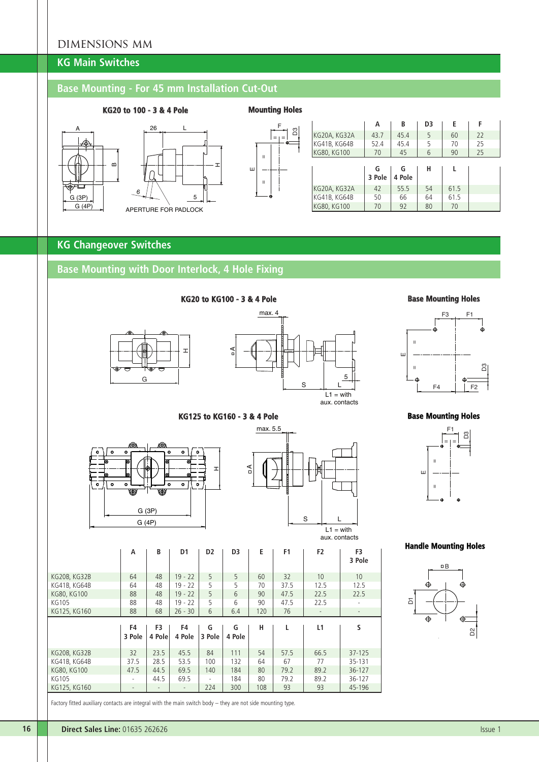DIMENSIONS MM

## KG Main Switches

### Base Mounting - For 45 mm Installation Cut-Out

**KG20 to 100 - 3 & 4 Pole**

APERTURE FOR PADLOCK

**Mounting Holes**

| | A | B | D3 | E | F |
|---|---|---|---|---|---|
| KG20A, KG32A | 43.7 | 45.4 | 5 | 60 | 22 |
| KG41B, KG64B | 52.4 | 45.4 | 5 | 70 | 25 |
| KG80, KG100 | 70 | 45 | 6 | 90 | 25 |

| | G 3 Pole | G 4 Pole | H | L |
|---|---|---|---|---|
| KG20A, KG32A | 42 | 55.5 | 54 | 61.5 |
| KG41B, KG64B | 50 | 66 | 64 | 61.5 |
| KG80, KG100 | 70 | 92 | 80 | 70 |

## KG Changeover Switches

### Base Mounting with Door Interlock, 4 Hole Fixing

**KG20 to KG100 - 3 & 4 Pole**

L1 = with aux. contacts

**Base Mounting Holes**

**KG125 to KG160 - 3 & 4 Pole**

L1 = with aux. contacts

**Base Mounting Holes**

**Handle Mounting Holes**

| | A | B | D1 | D2 | D3 | E | F1 | F2 | F3 3 Pole |
|---|---|---|---|---|---|---|---|---|---|
| KG20B, KG32B | 64 | 48 | 19 - 22 | 5 | 5 | 60 | 32 | 10 | 10 |
| KG41B, KG64B | 64 | 48 | 19 - 22 | 5 | 5 | 70 | 37.5 | 12.5 | 12.5 |
| KG80, KG100 | 88 | 48 | 19 - 22 | 5 | 6 | 90 | 47.5 | 22.5 | 22.5 |
| KG105 | 88 | 48 | 19 - 22 | 5 | 6 | 90 | 47.5 | 22.5 | - |
| KG125, KG160 | 88 | 68 | 26 - 30 | 6 | 6.4 | 120 | 76 | - | - |

| | F4 3 Pole | F3 4 Pole | F4 4 Pole | G 3 Pole | G 4 Pole | H | L | L1 | S |
|---|---|---|---|---|---|---|---|---|---|
| KG20B, KG32B | 32 | 23.5 | 45.5 | 84 | 111 | 54 | 57.5 | 66.5 | 37-125 |
| KG41B, KG64B | 37.5 | 28.5 | 53.5 | 100 | 132 | 64 | 67 | 77 | 35-131 |
| KG80, KG100 | 47.5 | 44.5 | 69.5 | 140 | 184 | 80 | 79.2 | 89.2 | 36-127 |
| KG105 | - | 44.5 | 69.5 | - | 184 | 80 | 79.2 | 89.2 | 36-127 |
| KG125, KG160 | - | - | - | 224 | 300 | 108 | 93 | 93 | 45-196 |

Factory fitted auxiliary contacts are integral with the main switch body – they are not side mounting type.

**Direct Sales Line:** 01635 262626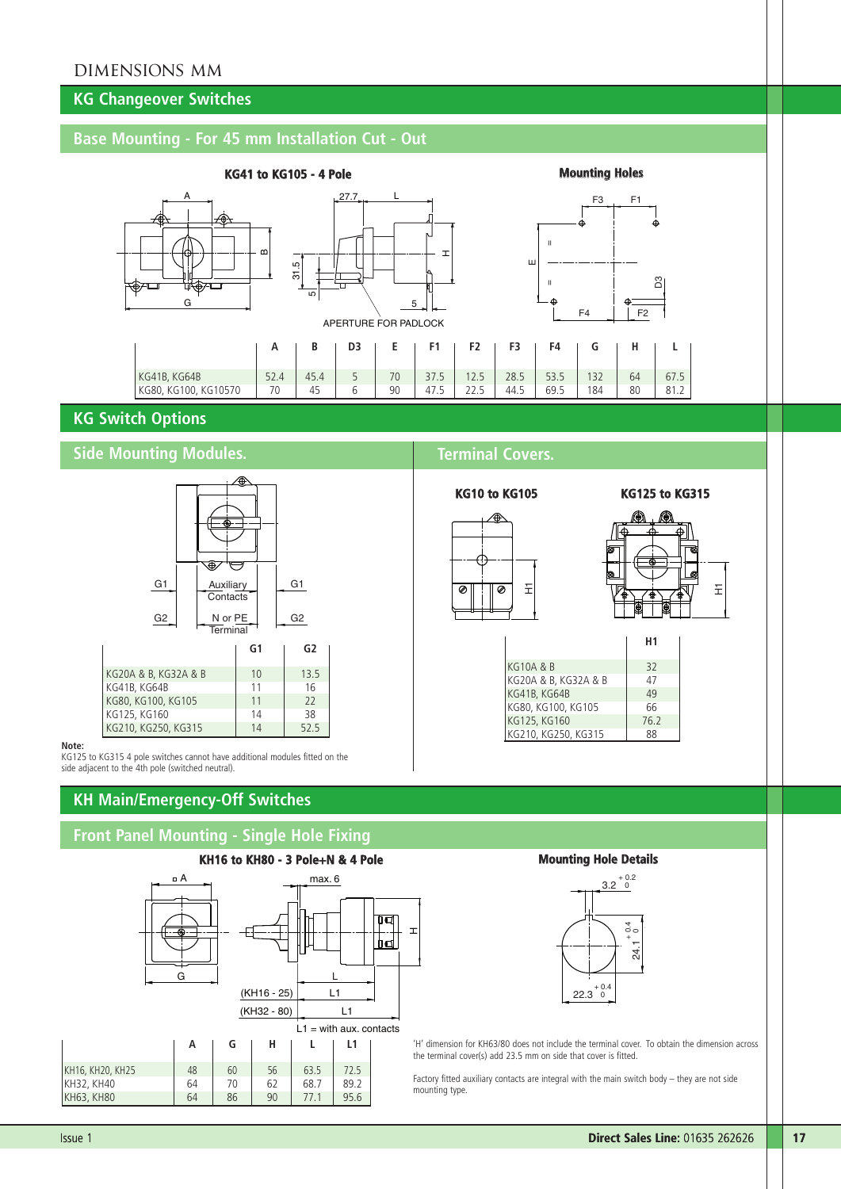# DIMENSIONS MM

## KG Changeover Switches

### Base Mounting - For 45 mm Installation Cut - Out

**KG41 to KG105 - 4 Pole**

**Mounting Holes**

|  | A | B | D3 | E | F1 | F2 | F3 | F4 | G | H | L |
|---|---|---|---|---|---|---|---|---|---|---|---|
| KG41B, KG64B | 52.4 | 45.4 | 5 | 70 | 37.5 | 12.5 | 28.5 | 53.5 | 132 | 64 | 67.5 |
| KG80, KG100, KG10570 | 70 | 45 | 6 | 90 | 47.5 | 22.5 | 44.5 | 69.5 | 184 | 80 | 81.2 |

## KG Switch Options

### Side Mounting Modules.

|  | G1 | G2 |
|---|---|---|
| KG20A & B, KG32A & B | 10 | 13.5 |
| KG41B, KG64B | 11 | 16 |
| KG80, KG100, KG105 | 11 | 22 |
| KG125, KG160 | 14 | 38 |
| KG210, KG250, KG315 | 14 | 52.5 |

**Note:**
KG125 to KG315 4 pole switches cannot have additional modules fitted on the side adjacent to the 4th pole (switched neutral).

### Terminal Covers.

**KG10 to KG105** **KG125 to KG315**

|  | H1 |
|---|---|
| KG10A & B | 32 |
| KG20A & B, KG32A & B | 47 |
| KG41B, KG64B | 49 |
| KG80, KG100, KG105 | 66 |
| KG125, KG160 | 76.2 |
| KG210, KG250, KG315 | 88 |

## KH Main/Emergency-Off Switches

### Front Panel Mounting - Single Hole Fixing

**KH16 to KH80 - 3 Pole+N & 4 Pole**

**Mounting Hole Details**

|  | A | G | H | L | L1 |
|---|---|---|---|---|---|
| KH16, KH20, KH25 | 48 | 60 | 56 | 63.5 | 72.5 |
| KH32, KH40 | 64 | 70 | 62 | 68.7 | 89.2 |
| KH63, KH80 | 64 | 86 | 90 | 77.1 | 95.6 |

L1 = with aux. contacts

'H' dimension for KH63/80 does not include the terminal cover. To obtain the dimension across the terminal cover(s) add 23.5 mm on side that cover is fitted.

Factory fitted auxiliary contacts are integral with the main switch body – they are not side mounting type.

Issue 1 **Direct Sales Line:** 01635 262626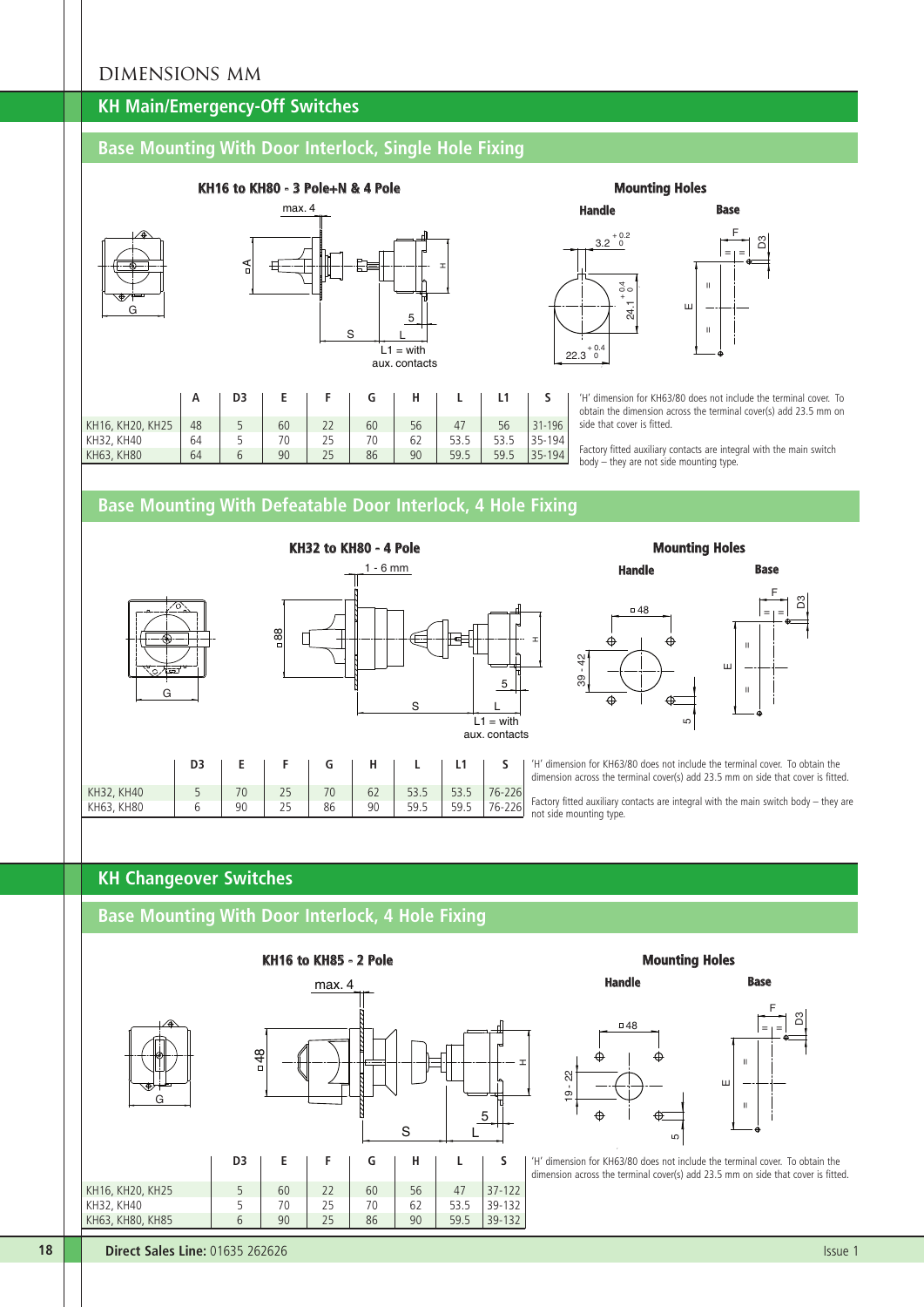# DIMENSIONS MM

## KH Main/Emergency-Off Switches

### Base Mounting With Door Interlock, Single Hole Fixing

**KH16 to KH80 - 3 Pole+N & 4 Pole**

**Mounting Holes**

**Handle** **Base**

| | A | D3 | E | F | G | H | L | L1 | S |
|---|---|---|---|---|---|---|---|---|---|
| KH16, KH20, KH25 | 48 | 5 | 60 | 22 | 60 | 56 | 47 | 56 | 31-196 |
| KH32, KH40 | 64 | 5 | 70 | 25 | 70 | 62 | 53.5 | 53.5 | 35-194 |
| KH63, KH80 | 64 | 6 | 90 | 25 | 86 | 90 | 59.5 | 59.5 | 35-194 |

'H' dimension for KH63/80 does not include the terminal cover. To obtain the dimension across the terminal cover(s) add 23.5 mm on side that cover is fitted.

Factory fitted auxiliary contacts are integral with the main switch body – they are not side mounting type.

### Base Mounting With Defeatable Door Interlock, 4 Hole Fixing

**KH32 to KH80 - 4 Pole**

**Mounting Holes**

**Handle** **Base**

| | D3 | E | F | G | H | L | L1 | S |
|---|---|---|---|---|---|---|---|---|
| KH32, KH40 | 5 | 70 | 25 | 70 | 62 | 53.5 | 53.5 | 76-226 |
| KH63, KH80 | 6 | 90 | 25 | 86 | 90 | 59.5 | 59.5 | 76-226 |

'H' dimension for KH63/80 does not include the terminal cover. To obtain the dimension across the terminal cover(s) add 23.5 mm on side that cover is fitted.

Factory fitted auxiliary contacts are integral with the main switch body – they are not side mounting type.

## KH Changeover Switches

### Base Mounting With Door Interlock, 4 Hole Fixing

**KH16 to KH85 - 2 Pole**

**Mounting Holes**

**Handle** **Base**

| | D3 | E | F | G | H | L | S |
|---|---|---|---|---|---|---|---|
| KH16, KH20, KH25 | 5 | 60 | 22 | 60 | 56 | 47 | 37-122 |
| KH32, KH40 | 5 | 70 | 25 | 70 | 62 | 53.5 | 39-132 |
| KH63, KH80, KH85 | 6 | 90 | 25 | 86 | 90 | 59.5 | 39-132 |

'H' dimension for KH63/80 does not include the terminal cover. To obtain the dimension across the terminal cover(s) add 23.5 mm on side that cover is fitted.

**Direct Sales Line:** 01635 262626

Issue 1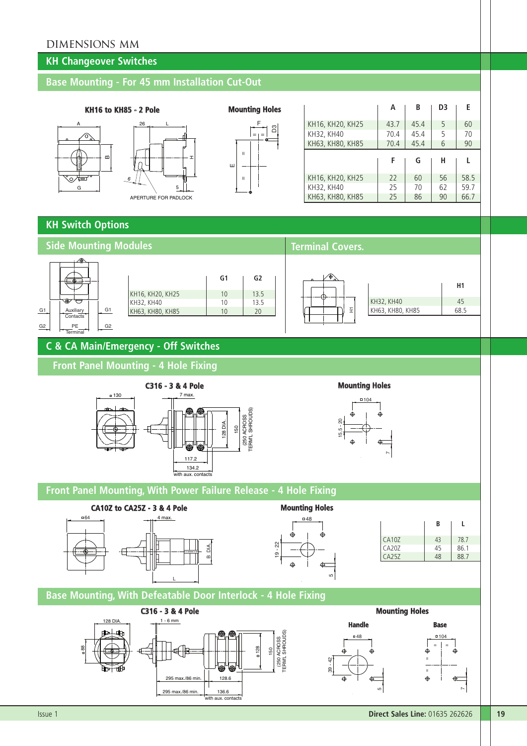# DIMENSIONS MM

## KH Changeover Switches

### Base Mounting - For 45 mm Installation Cut-Out

**KH16 to KH85 - 2 Pole**

A
26
L
B
H
6
5
G
APERTURE FOR PADLOCK

**Mounting Holes**

F
D3
E

| | A | B | D3 | E |
|---|---|---|---|---|
| KH16, KH20, KH25 | 43.7 | 45.4 | 5 | 60 |
| KH32, KH40 | 70.4 | 45.4 | 5 | 70 |
| KH63, KH80, KH85 | 70.4 | 45.4 | 6 | 90 |

| | F | G | H | L |
|---|---|---|---|---|
| KH16, KH20, KH25 | 22 | 60 | 56 | 58.5 |
| KH32, KH40 | 25 | 70 | 62 | 59.7 |
| KH63, KH80, KH85 | 25 | 86 | 90 | 66.7 |

## KH Switch Options

### Side Mounting Modules

G1
Auxiliary Contacts
G1
G2
PE Terminal
G2

| | G1 | G2 |
|---|---|---|
| KH16, KH20, KH25 | 10 | 13.5 |
| KH32, KH40 | 10 | 13.5 |
| KH63, KH80, KH85 | 10 | 20 |

### Terminal Covers.

H1

| | H1 |
|---|---|
| KH32, KH40 | 45 |
| KH63, KH80, KH85 | 68.5 |

## C & CA Main/Emergency - Off Switches

### Front Panel Mounting - 4 Hole Fixing

**C316 - 3 & 4 Pole**

□130
7 max.
128 DIA.
150
(250 ACROSS TERM'L SHROUDS)
117.2
134.2
with aux. contacts

**Mounting Holes**

□104
15.5 - 20
7

### Front Panel Mounting, With Power Failure Release - 4 Hole Fixing

**CA10Z to CA25Z - 3 & 4 Pole**

□64
4 max.
B DIA
L

**Mounting Holes**

□48
19 - 22
5

| | B | L |
|---|---|---|
| CA10Z | 43 | 78.7 |
| CA20Z | 45 | 86.1 |
| CA25Z | 48 | 88.7 |

### Base Mounting, With Defeatable Door Interlock - 4 Hole Fixing

**C316 - 3 & 4 Pole**

128 DIA.
88
1 - 6 mm
□128
150
(250 ACROSS TERM'L SHROUDS)
295 max./86 min.
128.6
295 max./86 min.
136.6
with aux. contacts

**Mounting Holes**

**Handle**

□48
39 - 42
5

**Base**

□104
7

Issue 1

**Direct Sales Line:** 01635 262626